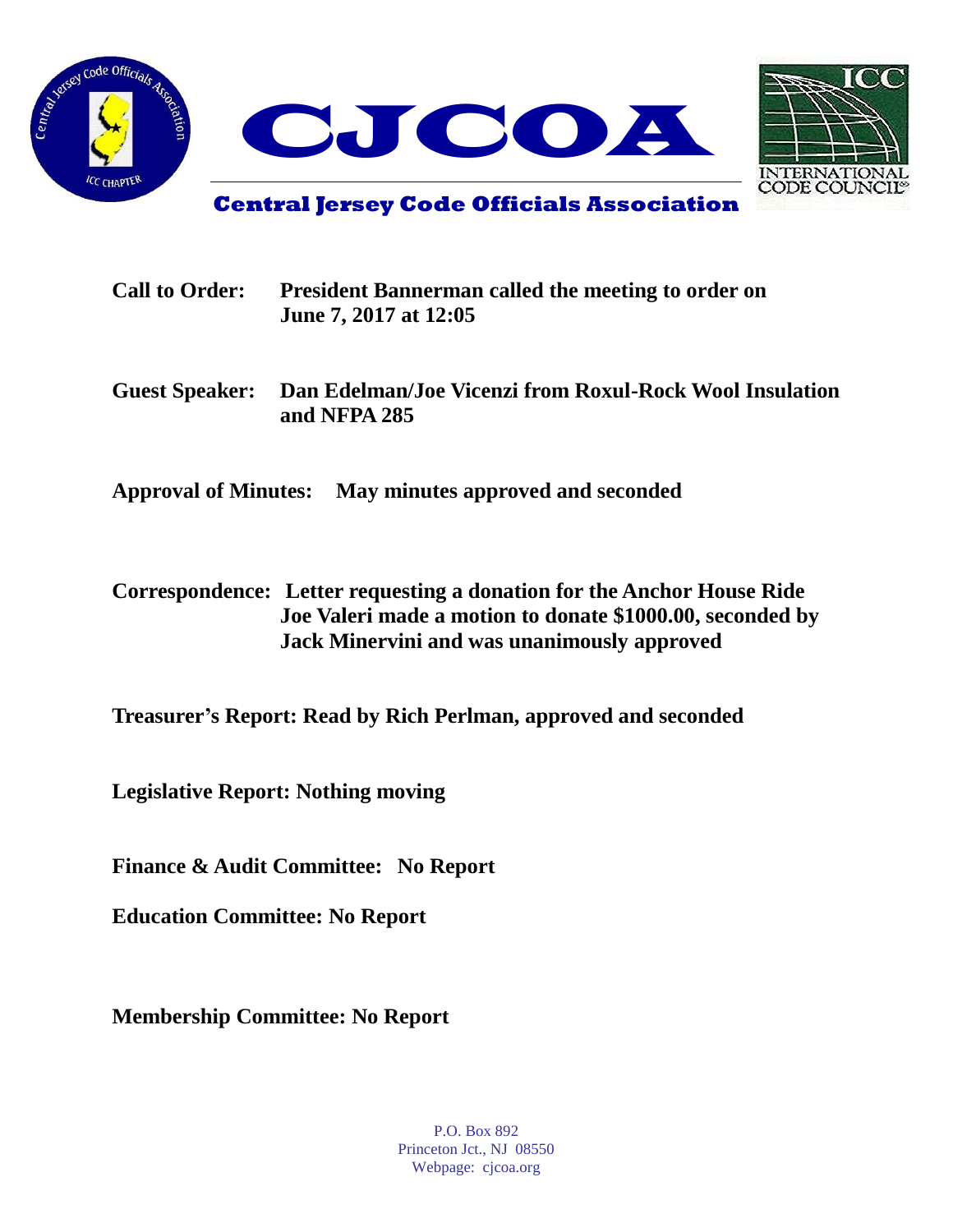# CJCOA

## Central Jersey Code Officials Association

**Call to Order:** President Bannerman called the meeting to order on June 7, 2017 at 12:05

**Guest Speaker:** Dan Edelman/Joe Vicenzi from Roxul-Rock Wool Insulation and NFPA 285

**Approval of Minutes:** May minutes approved and seconded

**Correspondence:** Letter requesting a donation for the Anchor House Ride Joe Valeri made a motion to donate $1000.00, seconded by Jack Minervini and was unanimously approved

**Treasurer's Report:** Read by Rich Perlman, approved and seconded

**Legislative Report:** Nothing moving

**Finance & Audit Committee:** No Report

**Education Committee:** No Report

**Membership Committee:** No Report

P.O. Box 892
Princeton Jct., NJ 08550
Webpage: cjcoa.org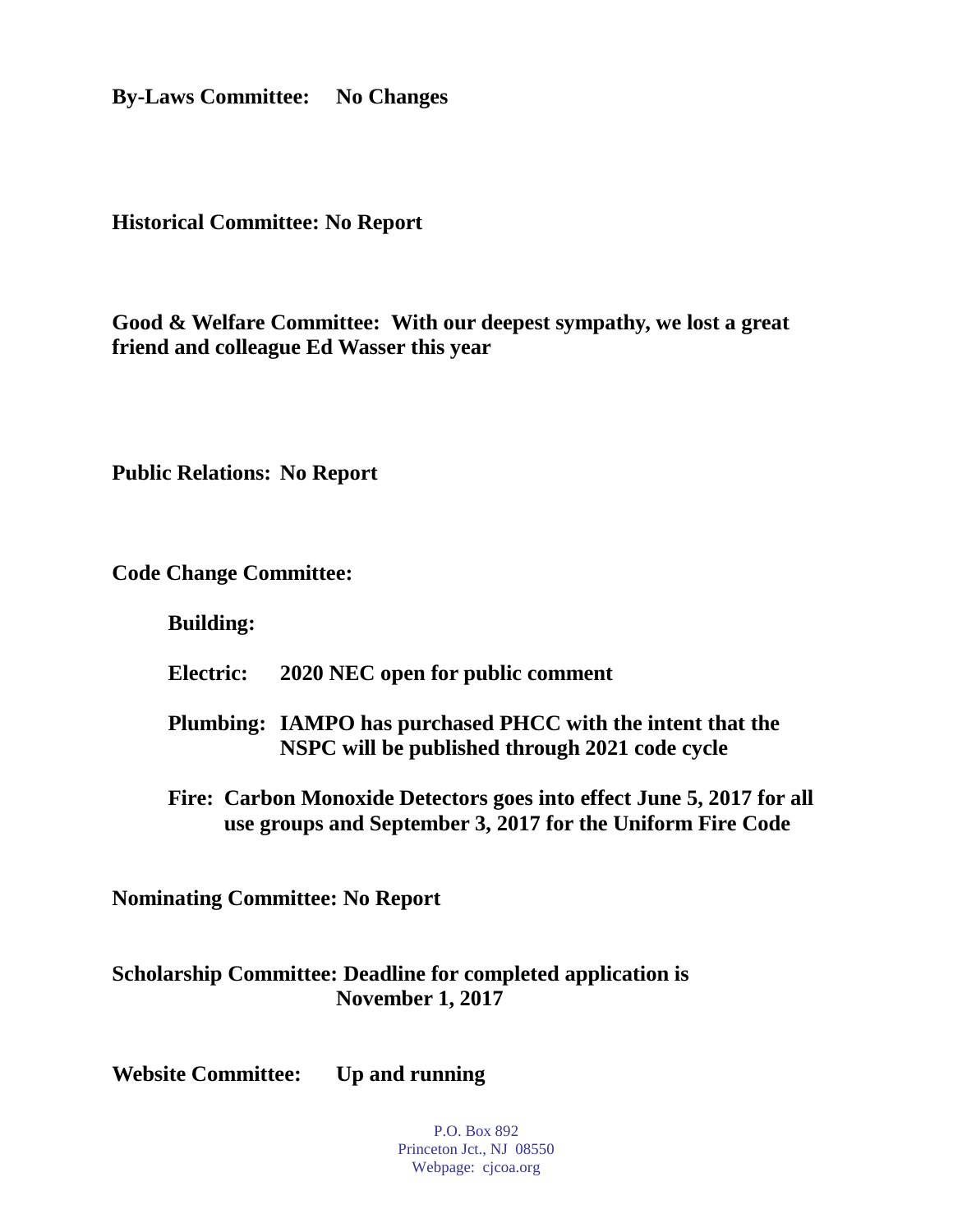**By-Laws Committee:** **No Changes**

**Historical Committee: No Report**

**Good & Welfare Committee: With our deepest sympathy, we lost a great friend and colleague Ed Wasser this year**

**Public Relations: No Report**

**Code Change Committee:**

**Building:**

**Electric:** **2020 NEC open for public comment**

**Plumbing:** **IAMPO has purchased PHCC with the intent that the NSPC will be published through 2021 code cycle**

**Fire: Carbon Monoxide Detectors goes into effect June 5, 2017 for all use groups and September 3, 2017 for the Uniform Fire Code**

**Nominating Committee: No Report**

**Scholarship Committee: Deadline for completed application is November 1, 2017**

**Website Committee:** **Up and running**

P.O. Box 892
Princeton Jct., NJ 08550
Webpage: cjcoa.org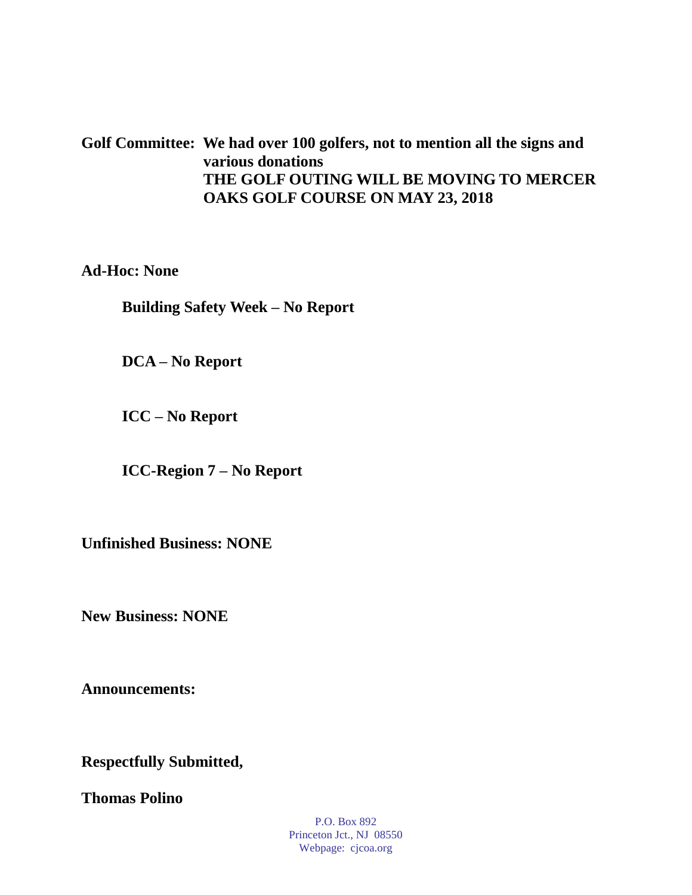**Golf Committee:** **We had over 100 golfers, not to mention all the signs and various donations**
**THE GOLF OUTING WILL BE MOVING TO MERCER OAKS GOLF COURSE ON MAY 23, 2018**

**Ad-Hoc: None**

**Building Safety Week – No Report**

**DCA – No Report**

**ICC – No Report**

**ICC-Region 7 – No Report**

**Unfinished Business: NONE**

**New Business: NONE**

**Announcements:**

**Respectfully Submitted,**

**Thomas Polino**

P.O. Box 892
Princeton Jct., NJ 08550
Webpage: cjcoa.org